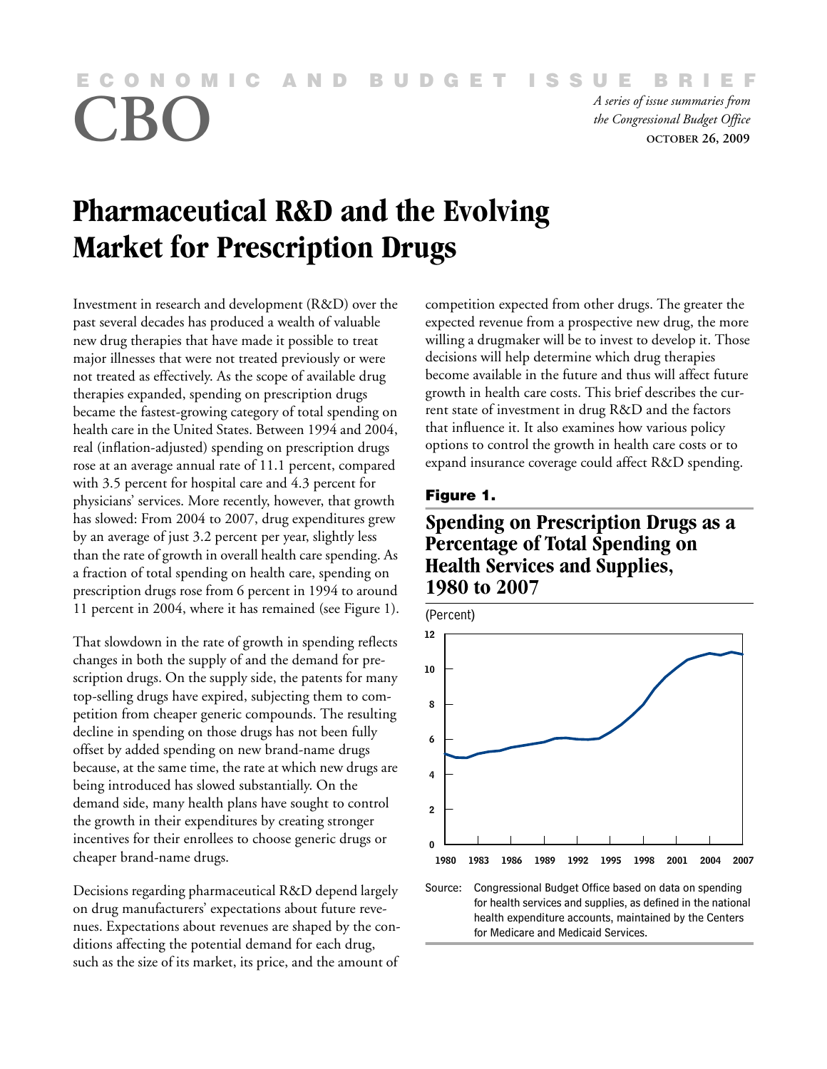ECONOMIC AND BUDGET ISSUE BRIEF

# CBO

*A series of issue summaries from the Congressional Budget Office*

**OCTOBER 26, 2009**

# Pharmaceutical R&D and the Evolving Market for Prescription Drugs

Investment in research and development (R&D) over the past several decades has produced a wealth of valuable new drug therapies that have made it possible to treat major illnesses that were not treated previously or were not treated as effectively. As the scope of available drug therapies expanded, spending on prescription drugs became the fastest-growing category of total spending on health care in the United States. Between 1994 and 2004, real (inflation-adjusted) spending on prescription drugs rose at an average annual rate of 11.1 percent, compared with 3.5 percent for hospital care and 4.3 percent for physicians' services. More recently, however, that growth has slowed: From 2004 to 2007, drug expenditures grew by an average of just 3.2 percent per year, slightly less than the rate of growth in overall health care spending. As a fraction of total spending on health care, spending on prescription drugs rose from 6 percent in 1994 to around 11 percent in 2004, where it has remained (see Figure 1).

That slowdown in the rate of growth in spending reflects changes in both the supply of and the demand for prescription drugs. On the supply side, the patents for many top-selling drugs have expired, subjecting them to competition from cheaper generic compounds. The resulting decline in spending on those drugs has not been fully offset by added spending on new brand-name drugs because, at the same time, the rate at which new drugs are being introduced has slowed substantially. On the demand side, many health plans have sought to control the growth in their expenditures by creating stronger incentives for their enrollees to choose generic drugs or cheaper brand-name drugs.

Decisions regarding pharmaceutical R&D depend largely on drug manufacturers' expectations about future revenues. Expectations about revenues are shaped by the conditions affecting the potential demand for each drug, such as the size of its market, its price, and the amount of competition expected from other drugs. The greater the expected revenue from a prospective new drug, the more willing a drugmaker will be to invest to develop it. Those decisions will help determine which drug therapies become available in the future and thus will affect future growth in health care costs. This brief describes the current state of investment in drug R&D and the factors that influence it. It also examines how various policy options to control the growth in health care costs or to expand insurance coverage could affect R&D spending.

**Figure 1.**

**Spending on Prescription Drugs as a Percentage of Total Spending on Health Services and Supplies, 1980 to 2007**

(Percent)

Source: Congressional Budget Office based on data on spending for health services and supplies, as defined in the national health expenditure accounts, maintained by the Centers for Medicare and Medicaid Services.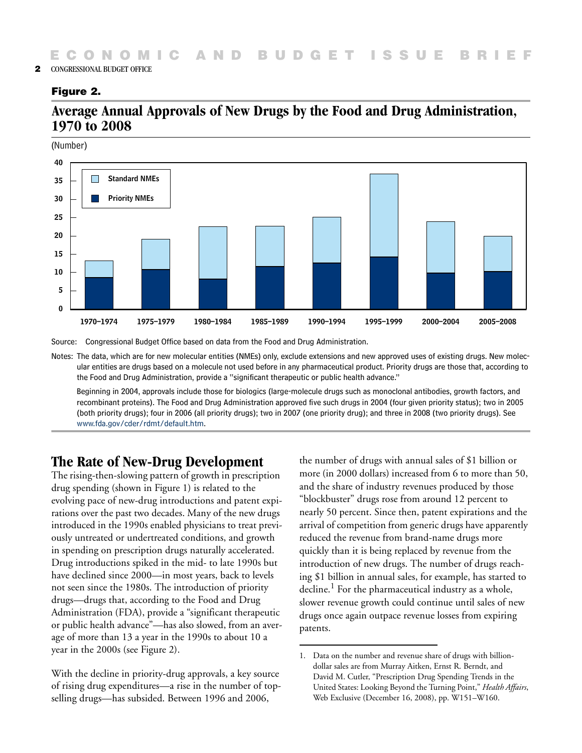**Figure 2.**

## Average Annual Approvals of New Drugs by the Food and Drug Administration, 1970 to 2008

(Number)

Source: Congressional Budget Office based on data from the Food and Drug Administration.

Notes: The data, which are for new molecular entities (NMEs) only, exclude extensions and new approved uses of existing drugs. New molecular entities are drugs based on a molecule not used before in any pharmaceutical product. Priority drugs are those that, according to the Food and Drug Administration, provide a "significant therapeutic or public health advance."

Beginning in 2004, approvals include those for biologics (large-molecule drugs such as monoclonal antibodies, growth factors, and recombinant proteins). The Food and Drug Administration approved five such drugs in 2004 (four given priority status); two in 2005 (both priority drugs); four in 2006 (all priority drugs); two in 2007 (one priority drug); and three in 2008 (two priority drugs). See www.fda.gov/cder/rdmt/default.htm.

## The Rate of New-Drug Development

The rising-then-slowing pattern of growth in prescription drug spending (shown in Figure 1) is related to the evolving pace of new-drug introductions and patent expirations over the past two decades. Many of the new drugs introduced in the 1990s enabled physicians to treat previously untreated or undertreated conditions, and growth in spending on prescription drugs naturally accelerated. Drug introductions spiked in the mid- to late 1990s but have declined since 2000—in most years, back to levels not seen since the 1980s. The introduction of priority drugs—drugs that, according to the Food and Drug Administration (FDA), provide a "significant therapeutic or public health advance"—has also slowed, from an average of more than 13 a year in the 1990s to about 10 a year in the 2000s (see Figure 2).

With the decline in priority-drug approvals, a key source of rising drug expenditures—a rise in the number of top-selling drugs—has subsided. Between 1996 and 2006, the number of drugs with annual sales of $1 billion or more (in 2000 dollars) increased from 6 to more than 50, and the share of industry revenues produced by those "blockbuster" drugs rose from around 12 percent to nearly 50 percent. Since then, patent expirations and the arrival of competition from generic drugs have apparently reduced the revenue from brand-name drugs more quickly than it is being replaced by revenue from the introduction of new drugs. The number of drugs reaching $1 billion in annual sales, for example, has started to decline.[1] For the pharmaceutical industry as a whole, slower revenue growth could continue until sales of new drugs once again outpace revenue losses from expiring patents.

1. Data on the number and revenue share of drugs with billion-dollar sales are from Murray Aitken, Ernst R. Berndt, and David M. Cutler, "Prescription Drug Spending Trends in the United States: Looking Beyond the Turning Point," *Health Affairs*, Web Exclusive (December 16, 2008), pp. W151–W160.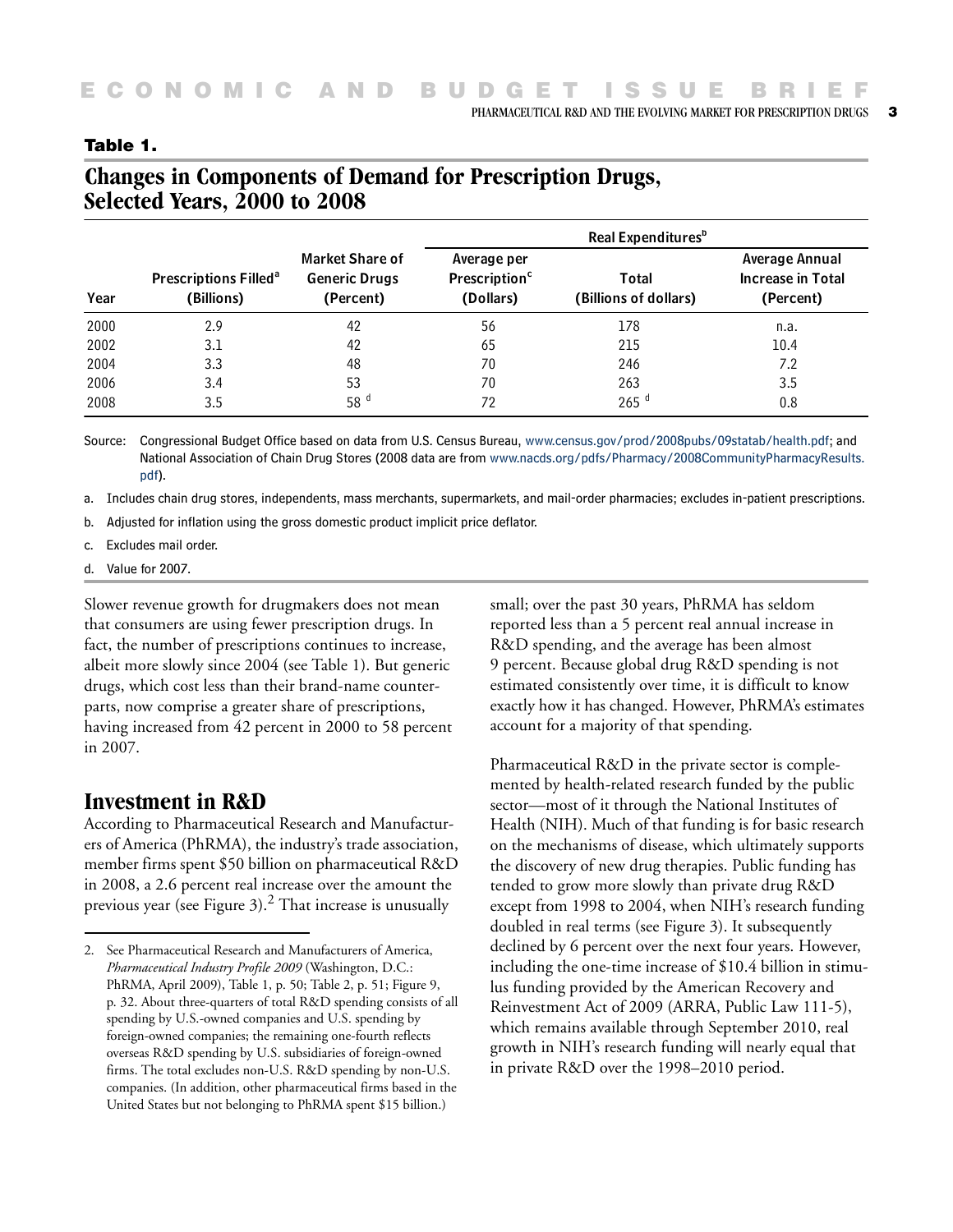**Table 1.**

## Changes in Components of Demand for Prescription Drugs, Selected Years, 2000 to 2008

| Year | Prescriptions Filled[a] (Billions) | Market Share of Generic Drugs (Percent) | Real Expenditures[b] Average per Prescription[c] (Dollars) | Real Expenditures[b] Total (Billions of dollars) | Real Expenditures[b] Average Annual Increase in Total (Percent) |
|---|---|---|---|---|---|
| 2000 | 2.9 | 42 | 56 | 178 | n.a. |
| 2002 | 3.1 | 42 | 65 | 215 | 10.4 |
| 2004 | 3.3 | 48 | 70 | 246 | 7.2 |
| 2006 | 3.4 | 53 | 70 | 263 | 3.5 |
| 2008 | 3.5 | 58 [d] | 72 | 265 [d] | 0.8 |

Source: Congressional Budget Office based on data from U.S. Census Bureau, www.census.gov/prod/2008pubs/09statab/health.pdf; and National Association of Chain Drug Stores (2008 data are from www.nacds.org/pdfs/Pharmacy/2008CommunityPharmacyResults.pdf).

a. Includes chain drug stores, independents, mass merchants, supermarkets, and mail-order pharmacies; excludes in-patient prescriptions.

b. Adjusted for inflation using the gross domestic product implicit price deflator.

c. Excludes mail order.

d. Value for 2007.

Slower revenue growth for drugmakers does not mean that consumers are using fewer prescription drugs. In fact, the number of prescriptions continues to increase, albeit more slowly since 2004 (see Table 1). But generic drugs, which cost less than their brand-name counterparts, now comprise a greater share of prescriptions, having increased from 42 percent in 2000 to 58 percent in 2007.

## Investment in R&D

According to Pharmaceutical Research and Manufacturers of America (PhRMA), the industry's trade association, member firms spent $50 billion on pharmaceutical R&D in 2008, a 2.6 percent real increase over the amount the previous year (see Figure 3).[2] That increase is unusually small; over the past 30 years, PhRMA has seldom reported less than a 5 percent real annual increase in R&D spending, and the average has been almost 9 percent. Because global drug R&D spending is not estimated consistently over time, it is difficult to know exactly how it has changed. However, PhRMA's estimates account for a majority of that spending.

Pharmaceutical R&D in the private sector is complemented by health-related research funded by the public sector—most of it through the National Institutes of Health (NIH). Much of that funding is for basic research on the mechanisms of disease, which ultimately supports the discovery of new drug therapies. Public funding has tended to grow more slowly than private drug R&D except from 1998 to 2004, when NIH's research funding doubled in real terms (see Figure 3). It subsequently declined by 6 percent over the next four years. However, including the one-time increase of $10.4 billion in stimulus funding provided by the American Recovery and Reinvestment Act of 2009 (ARRA, Public Law 111-5), which remains available through September 2010, real growth in NIH's research funding will nearly equal that in private R&D over the 1998–2010 period.

2. See Pharmaceutical Research and Manufacturers of America, *Pharmaceutical Industry Profile 2009* (Washington, D.C.: PhRMA, April 2009), Table 1, p. 50; Table 2, p. 51; Figure 9, p. 32. About three-quarters of total R&D spending consists of all spending by U.S.-owned companies and U.S. spending by foreign-owned companies; the remaining one-fourth reflects overseas R&D spending by U.S. subsidiaries of foreign-owned firms. The total excludes non-U.S. R&D spending by non-U.S. companies. (In addition, other pharmaceutical firms based in the United States but not belonging to PhRMA spent $15 billion.)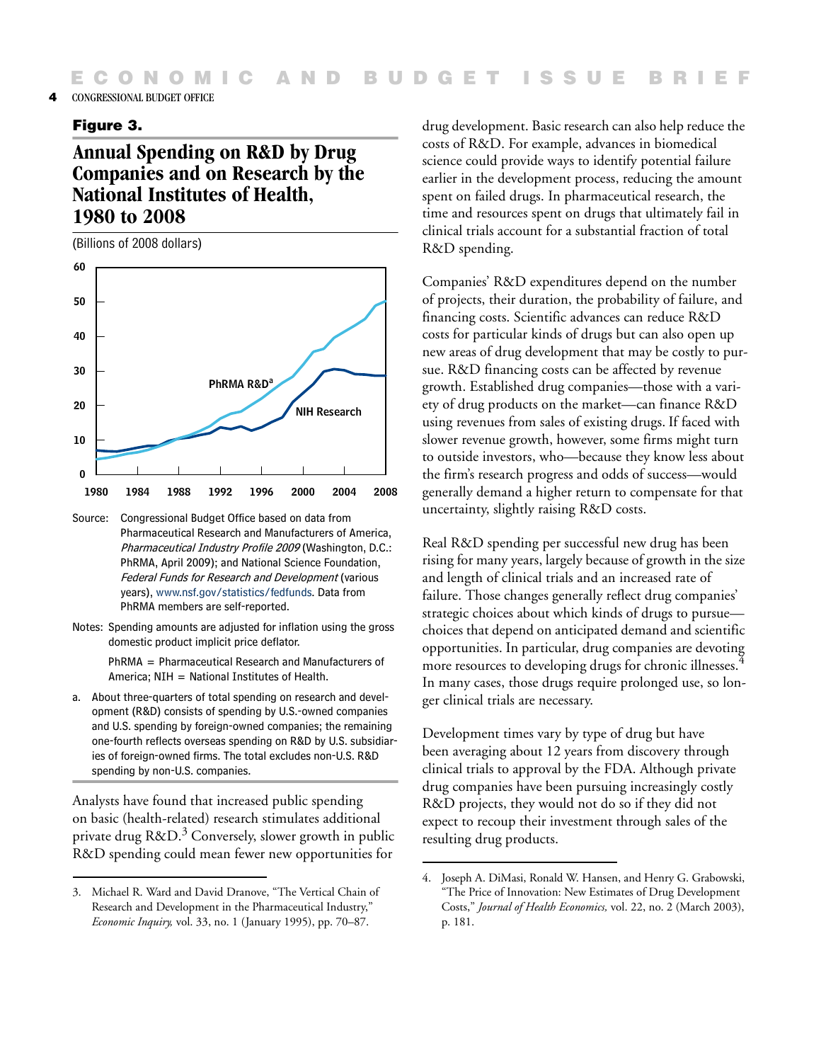**Figure 3.**

## Annual Spending on R&D by Drug Companies and on Research by the National Institutes of Health, 1980 to 2008

(Billions of 2008 dollars)

Source: Congressional Budget Office based on data from Pharmaceutical Research and Manufacturers of America, *Pharmaceutical Industry Profile 2009* (Washington, D.C.: PhRMA, April 2009); and National Science Foundation, *Federal Funds for Research and Development* (various years), www.nsf.gov/statistics/fedfunds. Data from PhRMA members are self-reported.

Notes: Spending amounts are adjusted for inflation using the gross domestic product implicit price deflator.

PhRMA = Pharmaceutical Research and Manufacturers of America; NIH = National Institutes of Health.

a. About three-quarters of total spending on research and development (R&D) consists of spending by U.S.-owned companies and U.S. spending by foreign-owned companies; the remaining one-fourth reflects overseas spending on R&D by U.S. subsidiaries of foreign-owned firms. The total excludes non-U.S. R&D spending by non-U.S. companies.

Analysts have found that increased public spending on basic (health-related) research stimulates additional private drug R&D.[3] Conversely, slower growth in public R&D spending could mean fewer new opportunities for drug development. Basic research can also help reduce the costs of R&D. For example, advances in biomedical science could provide ways to identify potential failure earlier in the development process, reducing the amount spent on failed drugs. In pharmaceutical research, the time and resources spent on drugs that ultimately fail in clinical trials account for a substantial fraction of total R&D spending.

Companies' R&D expenditures depend on the number of projects, their duration, the probability of failure, and financing costs. Scientific advances can reduce R&D costs for particular kinds of drugs but can also open up new areas of drug development that may be costly to pursue. R&D financing costs can be affected by revenue growth. Established drug companies—those with a variety of drug products on the market—can finance R&D using revenues from sales of existing drugs. If faced with slower revenue growth, however, some firms might turn to outside investors, who—because they know less about the firm's research progress and odds of success—would generally demand a higher return to compensate for that uncertainty, slightly raising R&D costs.

Real R&D spending per successful new drug has been rising for many years, largely because of growth in the size and length of clinical trials and an increased rate of failure. Those changes generally reflect drug companies' strategic choices about which kinds of drugs to pursue—choices that depend on anticipated demand and scientific opportunities. In particular, drug companies are devoting more resources to developing drugs for chronic illnesses.[4] In many cases, those drugs require prolonged use, so longer clinical trials are necessary.

Development times vary by type of drug but have been averaging about 12 years from discovery through clinical trials to approval by the FDA. Although private drug companies have been pursuing increasingly costly R&D projects, they would not do so if they did not expect to recoup their investment through sales of the resulting drug products.

---

3. Michael R. Ward and David Dranove, "The Vertical Chain of Research and Development in the Pharmaceutical Industry," *Economic Inquiry,* vol. 33, no. 1 (January 1995), pp. 70–87.

4. Joseph A. DiMasi, Ronald W. Hansen, and Henry G. Grabowski, "The Price of Innovation: New Estimates of Drug Development Costs," *Journal of Health Economics,* vol. 22, no. 2 (March 2003), p. 181.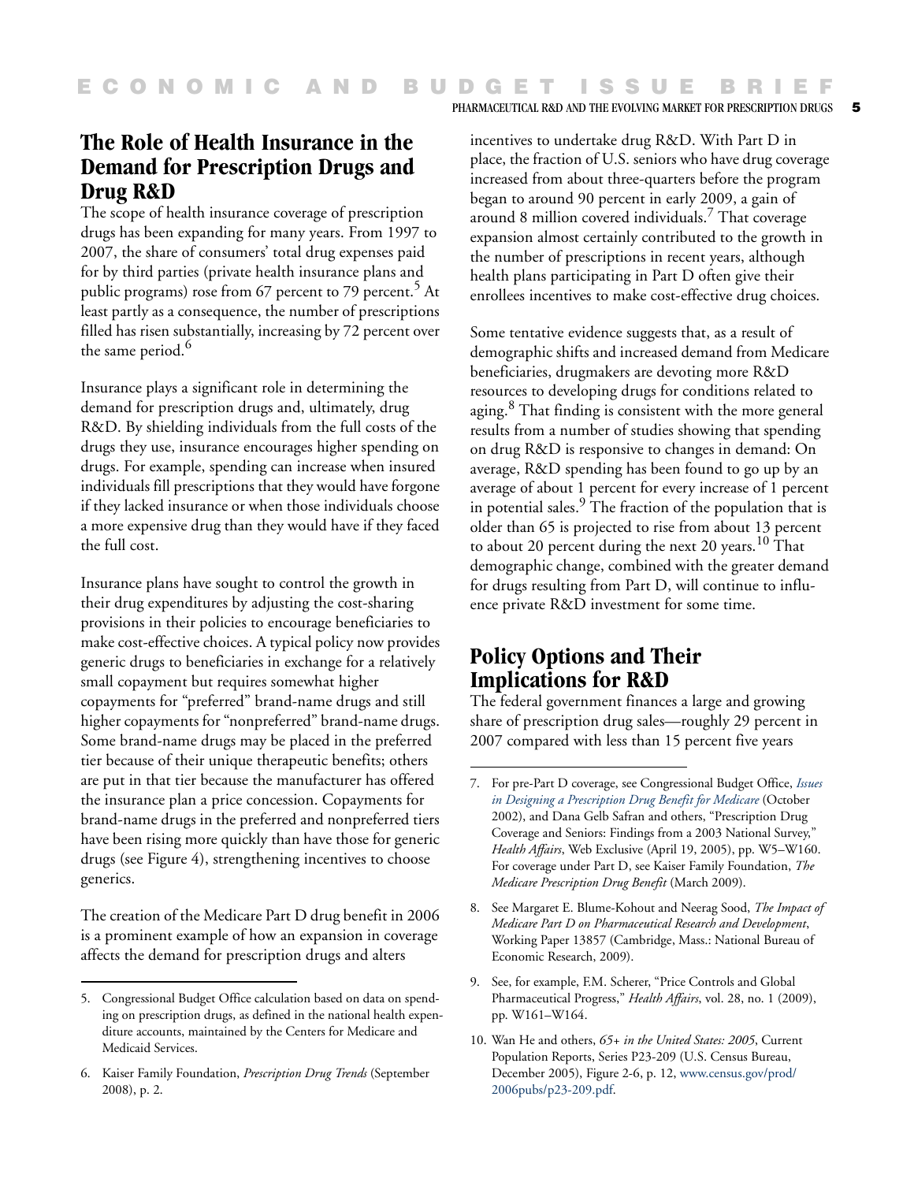## The Role of Health Insurance in the Demand for Prescription Drugs and Drug R&D

The scope of health insurance coverage of prescription drugs has been expanding for many years. From 1997 to 2007, the share of consumers' total drug expenses paid for by third parties (private health insurance plans and public programs) rose from 67 percent to 79 percent.[5] At least partly as a consequence, the number of prescriptions filled has risen substantially, increasing by 72 percent over the same period.[6]

Insurance plays a significant role in determining the demand for prescription drugs and, ultimately, drug R&D. By shielding individuals from the full costs of the drugs they use, insurance encourages higher spending on drugs. For example, spending can increase when insured individuals fill prescriptions that they would have forgone if they lacked insurance or when those individuals choose a more expensive drug than they would have if they faced the full cost.

Insurance plans have sought to control the growth in their drug expenditures by adjusting the cost-sharing provisions in their policies to encourage beneficiaries to make cost-effective choices. A typical policy now provides generic drugs to beneficiaries in exchange for a relatively small copayment but requires somewhat higher copayments for "preferred" brand-name drugs and still higher copayments for "nonpreferred" brand-name drugs. Some brand-name drugs may be placed in the preferred tier because of their unique therapeutic benefits; others are put in that tier because the manufacturer has offered the insurance plan a price concession. Copayments for brand-name drugs in the preferred and nonpreferred tiers have been rising more quickly than have those for generic drugs (see Figure 4), strengthening incentives to choose generics.

The creation of the Medicare Part D drug benefit in 2006 is a prominent example of how an expansion in coverage affects the demand for prescription drugs and alters incentives to undertake drug R&D. With Part D in place, the fraction of U.S. seniors who have drug coverage increased from about three-quarters before the program began to around 90 percent in early 2009, a gain of around 8 million covered individuals.[7] That coverage expansion almost certainly contributed to the growth in the number of prescriptions in recent years, although health plans participating in Part D often give their enrollees incentives to make cost-effective drug choices.

Some tentative evidence suggests that, as a result of demographic shifts and increased demand from Medicare beneficiaries, drugmakers are devoting more R&D resources to developing drugs for conditions related to aging.[8] That finding is consistent with the more general results from a number of studies showing that spending on drug R&D is responsive to changes in demand: On average, R&D spending has been found to go up by an average of about 1 percent for every increase of 1 percent in potential sales.[9] The fraction of the population that is older than 65 is projected to rise from about 13 percent to about 20 percent during the next 20 years.[10] That demographic change, combined with the greater demand for drugs resulting from Part D, will continue to influence private R&D investment for some time.

## Policy Options and Their Implications for R&D

The federal government finances a large and growing share of prescription drug sales—roughly 29 percent in 2007 compared with less than 15 percent five years

---

5. Congressional Budget Office calculation based on data on spending on prescription drugs, as defined in the national health expenditure accounts, maintained by the Centers for Medicare and Medicaid Services.

6. Kaiser Family Foundation, *Prescription Drug Trends* (September 2008), p. 2.

7. For pre-Part D coverage, see Congressional Budget Office, *Issues in Designing a Prescription Drug Benefit for Medicare* (October 2002), and Dana Gelb Safran and others, "Prescription Drug Coverage and Seniors: Findings from a 2003 National Survey," *Health Affairs*, Web Exclusive (April 19, 2005), pp. W5–W160. For coverage under Part D, see Kaiser Family Foundation, *The Medicare Prescription Drug Benefit* (March 2009).

8. See Margaret E. Blume-Kohout and Neerag Sood, *The Impact of Medicare Part D on Pharmaceutical Research and Development*, Working Paper 13857 (Cambridge, Mass.: National Bureau of Economic Research, 2009).

9. See, for example, F.M. Scherer, "Price Controls and Global Pharmaceutical Progress," *Health Affairs*, vol. 28, no. 1 (2009), pp. W161–W164.

10. Wan He and others, *65+ in the United States: 2005*, Current Population Reports, Series P23-209 (U.S. Census Bureau, December 2005), Figure 2-6, p. 12, www.census.gov/prod/2006pubs/p23-209.pdf.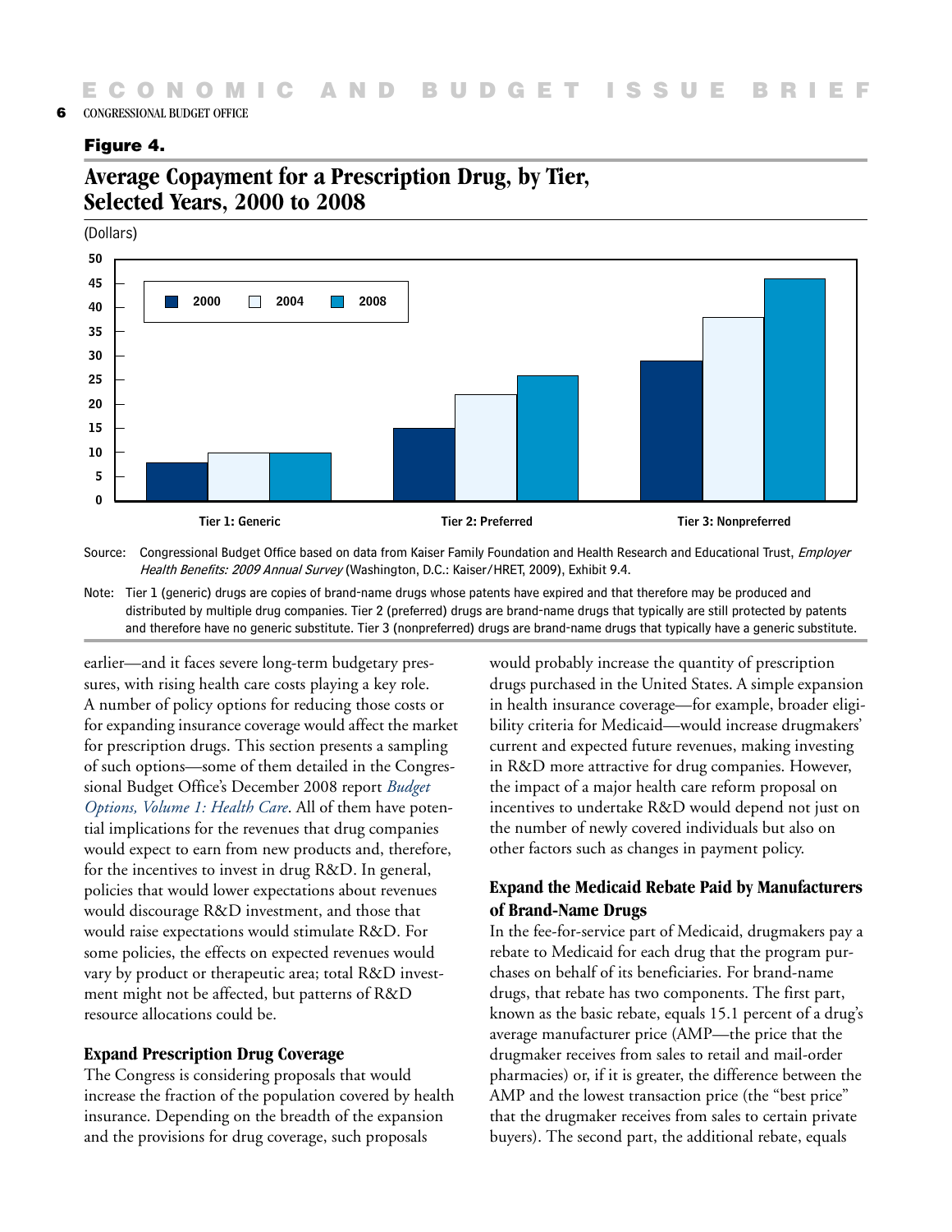**Figure 4.**

## Average Copayment for a Prescription Drug, by Tier, Selected Years, 2000 to 2008

(Dollars)

Source: Congressional Budget Office based on data from Kaiser Family Foundation and Health Research and Educational Trust, *Employer Health Benefits: 2009 Annual Survey* (Washington, D.C.: Kaiser/HRET, 2009), Exhibit 9.4.

Note: Tier 1 (generic) drugs are copies of brand-name drugs whose patents have expired and that therefore may be produced and distributed by multiple drug companies. Tier 2 (preferred) drugs are brand-name drugs that typically are still protected by patents and therefore have no generic substitute. Tier 3 (nonpreferred) drugs are brand-name drugs that typically have a generic substitute.

earlier—and it faces severe long-term budgetary pressures, with rising health care costs playing a key role. A number of policy options for reducing those costs or for expanding insurance coverage would affect the market for prescription drugs. This section presents a sampling of such options—some of them detailed in the Congressional Budget Office's December 2008 report *Budget Options, Volume 1: Health Care*. All of them have potential implications for the revenues that drug companies would expect to earn from new products and, therefore, for the incentives to invest in drug R&D. In general, policies that would lower expectations about revenues would discourage R&D investment, and those that would raise expectations would stimulate R&D. For some policies, the effects on expected revenues would vary by product or therapeutic area; total R&D investment might not be affected, but patterns of R&D resource allocations could be.

### Expand Prescription Drug Coverage

The Congress is considering proposals that would increase the fraction of the population covered by health insurance. Depending on the breadth of the expansion and the provisions for drug coverage, such proposals would probably increase the quantity of prescription drugs purchased in the United States. A simple expansion in health insurance coverage—for example, broader eligibility criteria for Medicaid—would increase drugmakers' current and expected future revenues, making investing in R&D more attractive for drug companies. However, the impact of a major health care reform proposal on incentives to undertake R&D would depend not just on the number of newly covered individuals but also on other factors such as changes in payment policy.

### Expand the Medicaid Rebate Paid by Manufacturers of Brand-Name Drugs

In the fee-for-service part of Medicaid, drugmakers pay a rebate to Medicaid for each drug that the program purchases on behalf of its beneficiaries. For brand-name drugs, that rebate has two components. The first part, known as the basic rebate, equals 15.1 percent of a drug's average manufacturer price (AMP—the price that the drugmaker receives from sales to retail and mail-order pharmacies) or, if it is greater, the difference between the AMP and the lowest transaction price (the "best price" that the drugmaker receives from sales to certain private buyers). The second part, the additional rebate, equals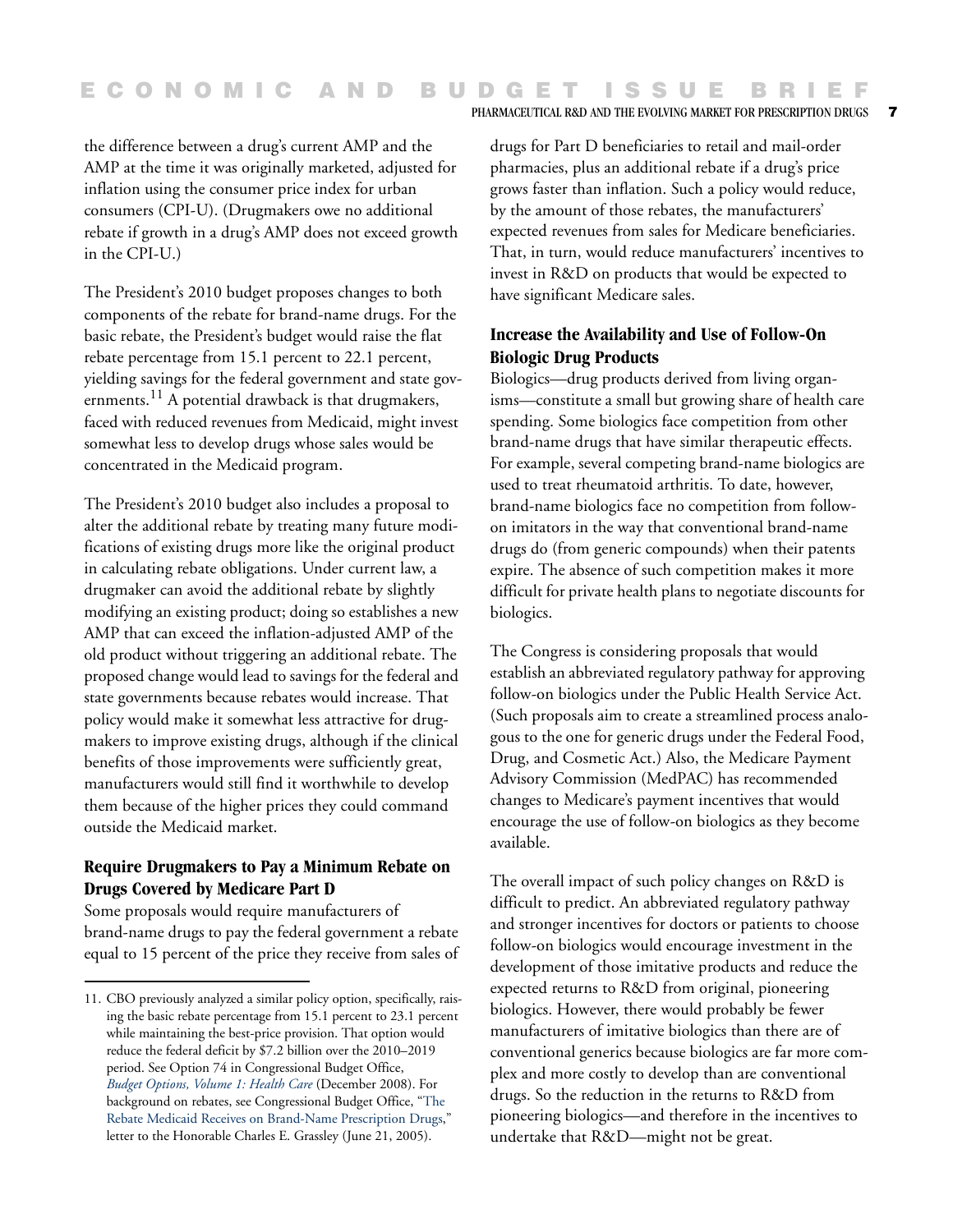the difference between a drug's current AMP and the AMP at the time it was originally marketed, adjusted for inflation using the consumer price index for urban consumers (CPI-U). (Drugmakers owe no additional rebate if growth in a drug's AMP does not exceed growth in the CPI-U.)

The President's 2010 budget proposes changes to both components of the rebate for brand-name drugs. For the basic rebate, the President's budget would raise the flat rebate percentage from 15.1 percent to 22.1 percent, yielding savings for the federal government and state governments.[11] A potential drawback is that drugmakers, faced with reduced revenues from Medicaid, might invest somewhat less to develop drugs whose sales would be concentrated in the Medicaid program.

The President's 2010 budget also includes a proposal to alter the additional rebate by treating many future modifications of existing drugs more like the original product in calculating rebate obligations. Under current law, a drugmaker can avoid the additional rebate by slightly modifying an existing product; doing so establishes a new AMP that can exceed the inflation-adjusted AMP of the old product without triggering an additional rebate. The proposed change would lead to savings for the federal and state governments because rebates would increase. That policy would make it somewhat less attractive for drugmakers to improve existing drugs, although if the clinical benefits of those improvements were sufficiently great, manufacturers would still find it worthwhile to develop them because of the higher prices they could command outside the Medicaid market.

### Require Drugmakers to Pay a Minimum Rebate on Drugs Covered by Medicare Part D

Some proposals would require manufacturers of brand-name drugs to pay the federal government a rebate equal to 15 percent of the price they receive from sales of drugs for Part D beneficiaries to retail and mail-order pharmacies, plus an additional rebate if a drug's price grows faster than inflation. Such a policy would reduce, by the amount of those rebates, the manufacturers' expected revenues from sales for Medicare beneficiaries. That, in turn, would reduce manufacturers' incentives to invest in R&D on products that would be expected to have significant Medicare sales.

### Increase the Availability and Use of Follow-On Biologic Drug Products

Biologics—drug products derived from living organisms—constitute a small but growing share of health care spending. Some biologics face competition from other brand-name drugs that have similar therapeutic effects. For example, several competing brand-name biologics are used to treat rheumatoid arthritis. To date, however, brand-name biologics face no competition from follow-on imitators in the way that conventional brand-name drugs do (from generic compounds) when their patents expire. The absence of such competition makes it more difficult for private health plans to negotiate discounts for biologics.

The Congress is considering proposals that would establish an abbreviated regulatory pathway for approving follow-on biologics under the Public Health Service Act. (Such proposals aim to create a streamlined process analogous to the one for generic drugs under the Federal Food, Drug, and Cosmetic Act.) Also, the Medicare Payment Advisory Commission (MedPAC) has recommended changes to Medicare's payment incentives that would encourage the use of follow-on biologics as they become available.

The overall impact of such policy changes on R&D is difficult to predict. An abbreviated regulatory pathway and stronger incentives for doctors or patients to choose follow-on biologics would encourage investment in the development of those imitative products and reduce the expected returns to R&D from original, pioneering biologics. However, there would probably be fewer manufacturers of imitative biologics than there are of conventional generics because biologics are far more complex and more costly to develop than are conventional drugs. So the reduction in the returns to R&D from pioneering biologics—and therefore in the incentives to undertake that R&D—might not be great.

---

11. CBO previously analyzed a similar policy option, specifically, raising the basic rebate percentage from 15.1 percent to 23.1 percent while maintaining the best-price provision. That option would reduce the federal deficit by $7.2 billion over the 2010–2019 period. See Option 74 in Congressional Budget Office, *Budget Options, Volume 1: Health Care* (December 2008). For background on rebates, see Congressional Budget Office, "The Rebate Medicaid Receives on Brand-Name Prescription Drugs," letter to the Honorable Charles E. Grassley (June 21, 2005).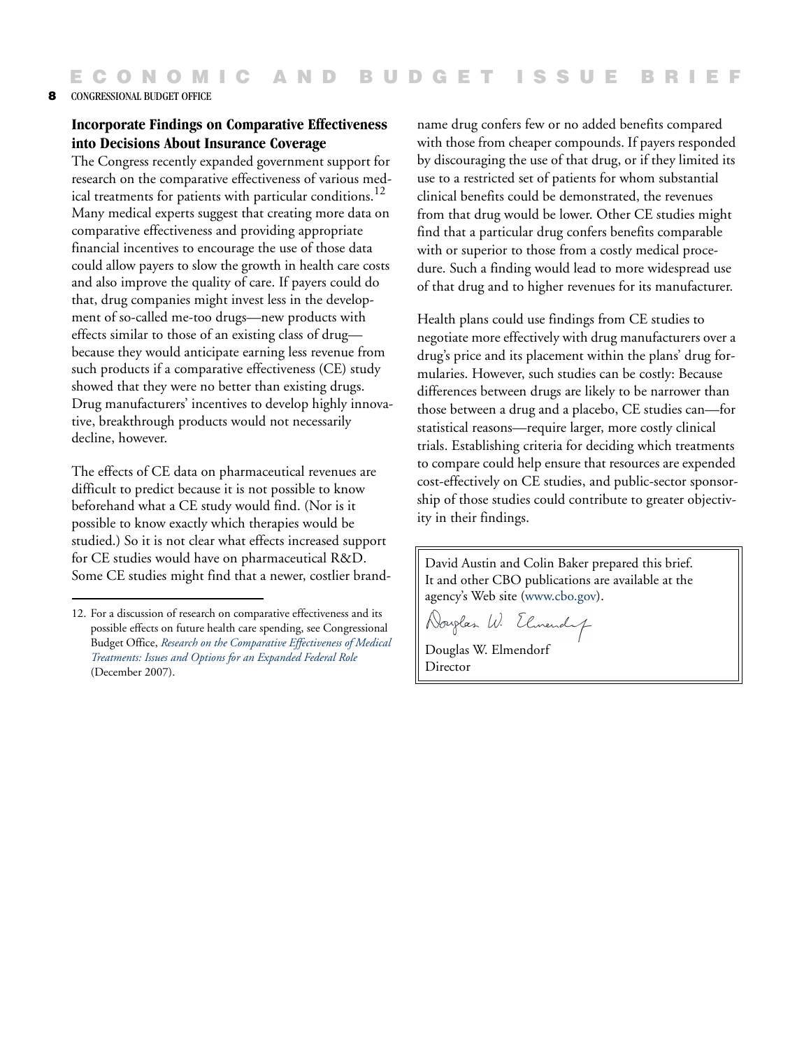## Incorporate Findings on Comparative Effectiveness into Decisions About Insurance Coverage

The Congress recently expanded government support for research on the comparative effectiveness of various medical treatments for patients with particular conditions.[12] Many medical experts suggest that creating more data on comparative effectiveness and providing appropriate financial incentives to encourage the use of those data could allow payers to slow the growth in health care costs and also improve the quality of care. If payers could do that, drug companies might invest less in the development of so-called me-too drugs—new products with effects similar to those of an existing class of drug—because they would anticipate earning less revenue from such products if a comparative effectiveness (CE) study showed that they were no better than existing drugs. Drug manufacturers' incentives to develop highly innovative, breakthrough products would not necessarily decline, however.

The effects of CE data on pharmaceutical revenues are difficult to predict because it is not possible to know beforehand what a CE study would find. (Nor is it possible to know exactly which therapies would be studied.) So it is not clear what effects increased support for CE studies would have on pharmaceutical R&D. Some CE studies might find that a newer, costlier brand-name drug confers few or no added benefits compared with those from cheaper compounds. If payers responded by discouraging the use of that drug, or if they limited its use to a restricted set of patients for whom substantial clinical benefits could be demonstrated, the revenues from that drug would be lower. Other CE studies might find that a particular drug confers benefits comparable with or superior to those from a costly medical procedure. Such a finding would lead to more widespread use of that drug and to higher revenues for its manufacturer.

Health plans could use findings from CE studies to negotiate more effectively with drug manufacturers over a drug's price and its placement within the plans' drug formularies. However, such studies can be costly: Because differences between drugs are likely to be narrower than those between a drug and a placebo, CE studies can—for statistical reasons—require larger, more costly clinical trials. Establishing criteria for deciding which treatments to compare could help ensure that resources are expended cost-effectively on CE studies, and public-sector sponsorship of those studies could contribute to greater objectivity in their findings.

12. For a discussion of research on comparative effectiveness and its possible effects on future health care spending, see Congressional Budget Office, *Research on the Comparative Effectiveness of Medical Treatments: Issues and Options for an Expanded Federal Role* (December 2007).

David Austin and Colin Baker prepared this brief. It and other CBO publications are available at the agency's Web site (www.cbo.gov).

Douglas W. Elmendorf
Director